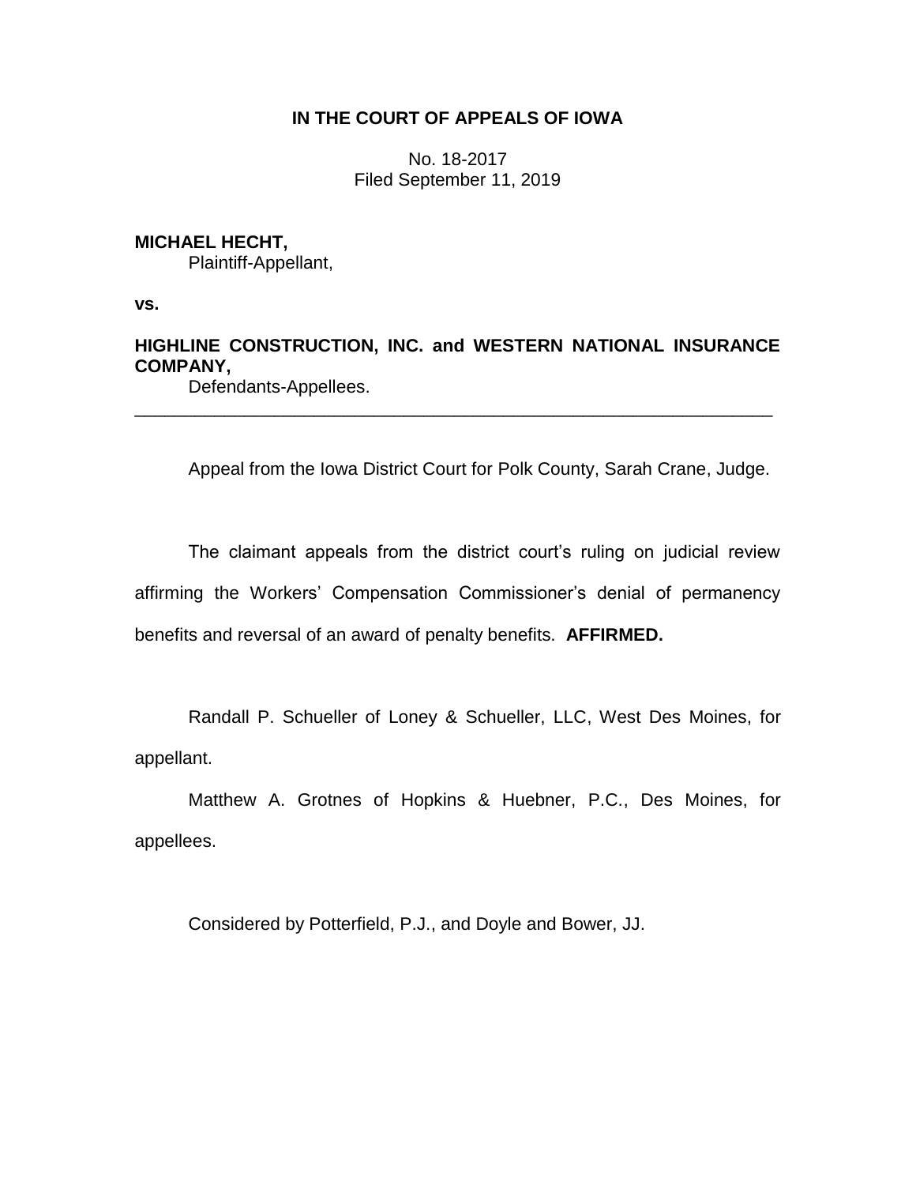**IN THE COURT OF APPEALS OF IOWA**

No. 18-2017
Filed September 11, 2019

**MICHAEL HECHT,**
Plaintiff-Appellant,

**vs.**

**HIGHLINE CONSTRUCTION, INC. and WESTERN NATIONAL INSURANCE COMPANY,**
Defendants-Appellees.

---

Appeal from the Iowa District Court for Polk County, Sarah Crane, Judge.

The claimant appeals from the district court's ruling on judicial review affirming the Workers' Compensation Commissioner's denial of permanency benefits and reversal of an award of penalty benefits. **AFFIRMED.**

Randall P. Schueller of Loney & Schueller, LLC, West Des Moines, for appellant.

Matthew A. Grotnes of Hopkins & Huebner, P.C., Des Moines, for appellees.

Considered by Potterfield, P.J., and Doyle and Bower, JJ.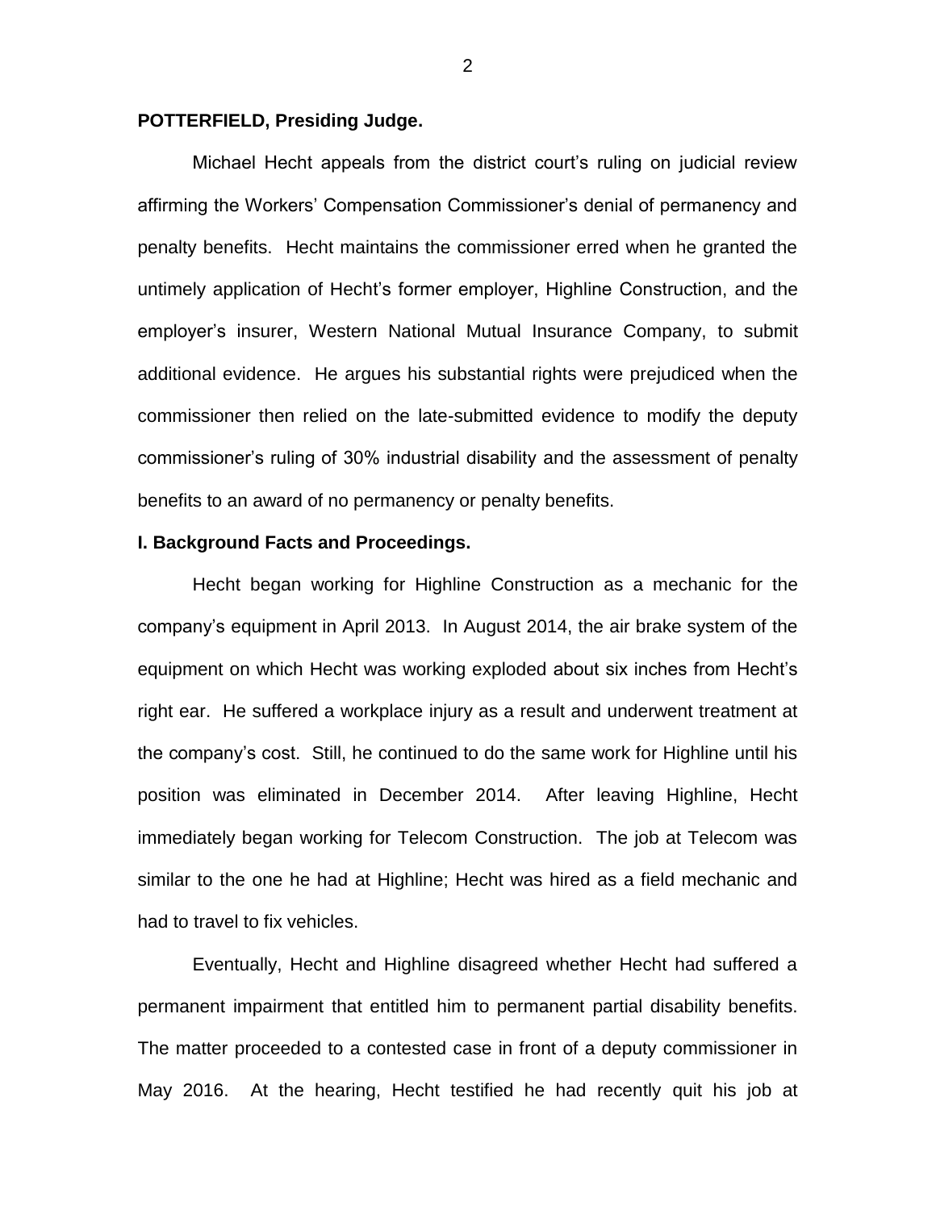**POTTERFIELD, Presiding Judge.**

Michael Hecht appeals from the district court's ruling on judicial review affirming the Workers' Compensation Commissioner's denial of permanency and penalty benefits. Hecht maintains the commissioner erred when he granted the untimely application of Hecht's former employer, Highline Construction, and the employer's insurer, Western National Mutual Insurance Company, to submit additional evidence. He argues his substantial rights were prejudiced when the commissioner then relied on the late-submitted evidence to modify the deputy commissioner's ruling of 30% industrial disability and the assessment of penalty benefits to an award of no permanency or penalty benefits.

**I. Background Facts and Proceedings.**

Hecht began working for Highline Construction as a mechanic for the company's equipment in April 2013. In August 2014, the air brake system of the equipment on which Hecht was working exploded about six inches from Hecht's right ear. He suffered a workplace injury as a result and underwent treatment at the company's cost. Still, he continued to do the same work for Highline until his position was eliminated in December 2014. After leaving Highline, Hecht immediately began working for Telecom Construction. The job at Telecom was similar to the one he had at Highline; Hecht was hired as a field mechanic and had to travel to fix vehicles.

Eventually, Hecht and Highline disagreed whether Hecht had suffered a permanent impairment that entitled him to permanent partial disability benefits. The matter proceeded to a contested case in front of a deputy commissioner in May 2016. At the hearing, Hecht testified he had recently quit his job at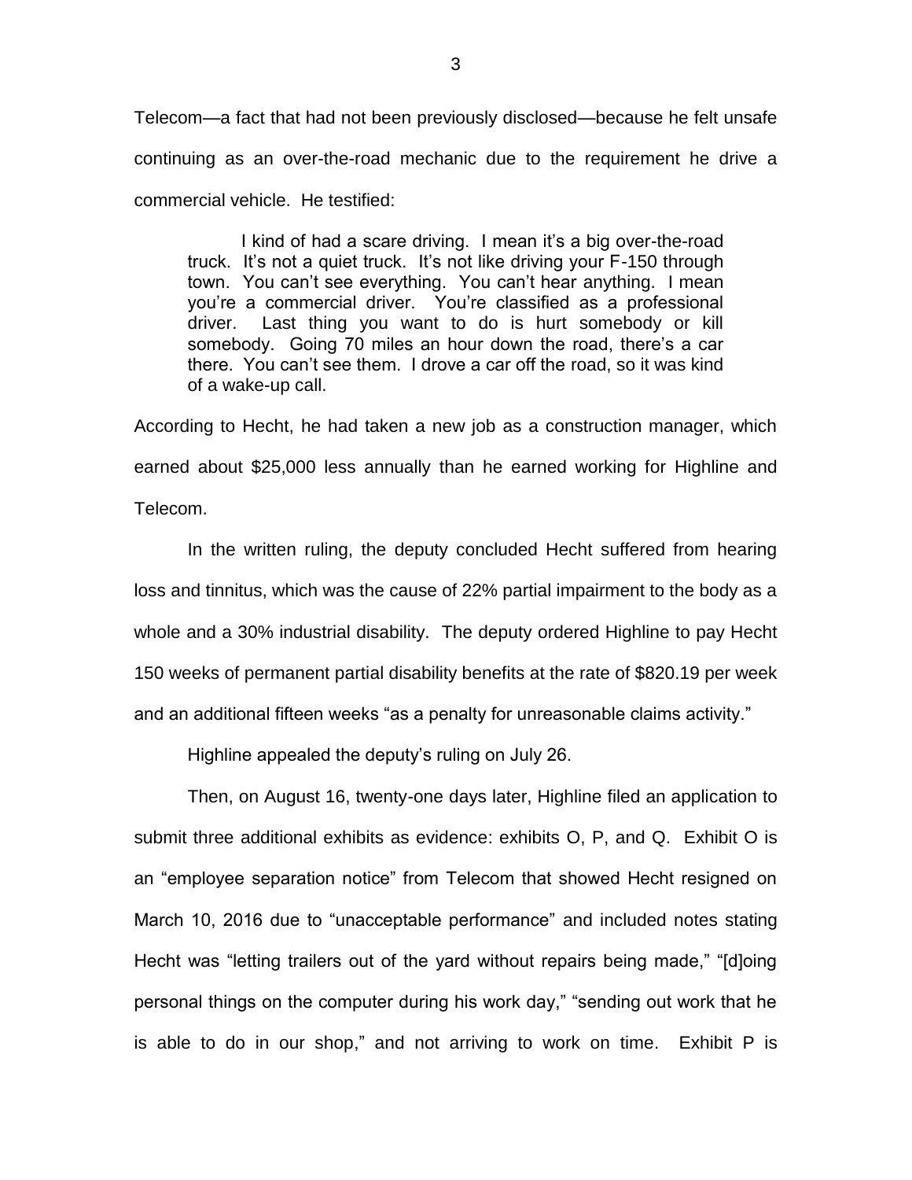Telecom—a fact that had not been previously disclosed—because he felt unsafe continuing as an over-the-road mechanic due to the requirement he drive a commercial vehicle. He testified:

> I kind of had a scare driving. I mean it's a big over-the-road truck. It's not a quiet truck. It's not like driving your F-150 through town. You can't see everything. You can't hear anything. I mean you're a commercial driver. You're classified as a professional driver. Last thing you want to do is hurt somebody or kill somebody. Going 70 miles an hour down the road, there's a car there. You can't see them. I drove a car off the road, so it was kind of a wake-up call.

According to Hecht, he had taken a new job as a construction manager, which earned about $25,000 less annually than he earned working for Highline and Telecom.

In the written ruling, the deputy concluded Hecht suffered from hearing loss and tinnitus, which was the cause of 22% partial impairment to the body as a whole and a 30% industrial disability. The deputy ordered Highline to pay Hecht 150 weeks of permanent partial disability benefits at the rate of $820.19 per week and an additional fifteen weeks "as a penalty for unreasonable claims activity."

Highline appealed the deputy's ruling on July 26.

Then, on August 16, twenty-one days later, Highline filed an application to submit three additional exhibits as evidence: exhibits O, P, and Q. Exhibit O is an "employee separation notice" from Telecom that showed Hecht resigned on March 10, 2016 due to "unacceptable performance" and included notes stating Hecht was "letting trailers out of the yard without repairs being made," "[d]oing personal things on the computer during his work day," "sending out work that he is able to do in our shop," and not arriving to work on time. Exhibit P is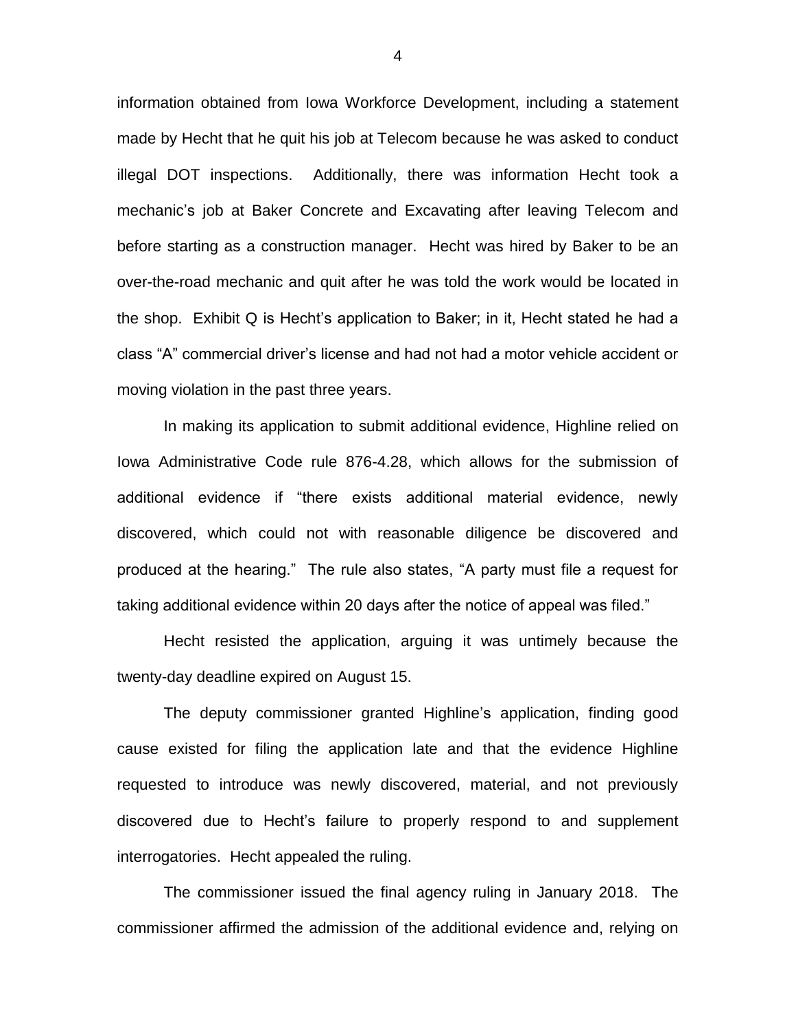information obtained from Iowa Workforce Development, including a statement made by Hecht that he quit his job at Telecom because he was asked to conduct illegal DOT inspections. Additionally, there was information Hecht took a mechanic's job at Baker Concrete and Excavating after leaving Telecom and before starting as a construction manager. Hecht was hired by Baker to be an over-the-road mechanic and quit after he was told the work would be located in the shop. Exhibit Q is Hecht's application to Baker; in it, Hecht stated he had a class "A" commercial driver's license and had not had a motor vehicle accident or moving violation in the past three years.

In making its application to submit additional evidence, Highline relied on Iowa Administrative Code rule 876-4.28, which allows for the submission of additional evidence if "there exists additional material evidence, newly discovered, which could not with reasonable diligence be discovered and produced at the hearing." The rule also states, "A party must file a request for taking additional evidence within 20 days after the notice of appeal was filed."

Hecht resisted the application, arguing it was untimely because the twenty-day deadline expired on August 15.

The deputy commissioner granted Highline's application, finding good cause existed for filing the application late and that the evidence Highline requested to introduce was newly discovered, material, and not previously discovered due to Hecht's failure to properly respond to and supplement interrogatories. Hecht appealed the ruling.

The commissioner issued the final agency ruling in January 2018. The commissioner affirmed the admission of the additional evidence and, relying on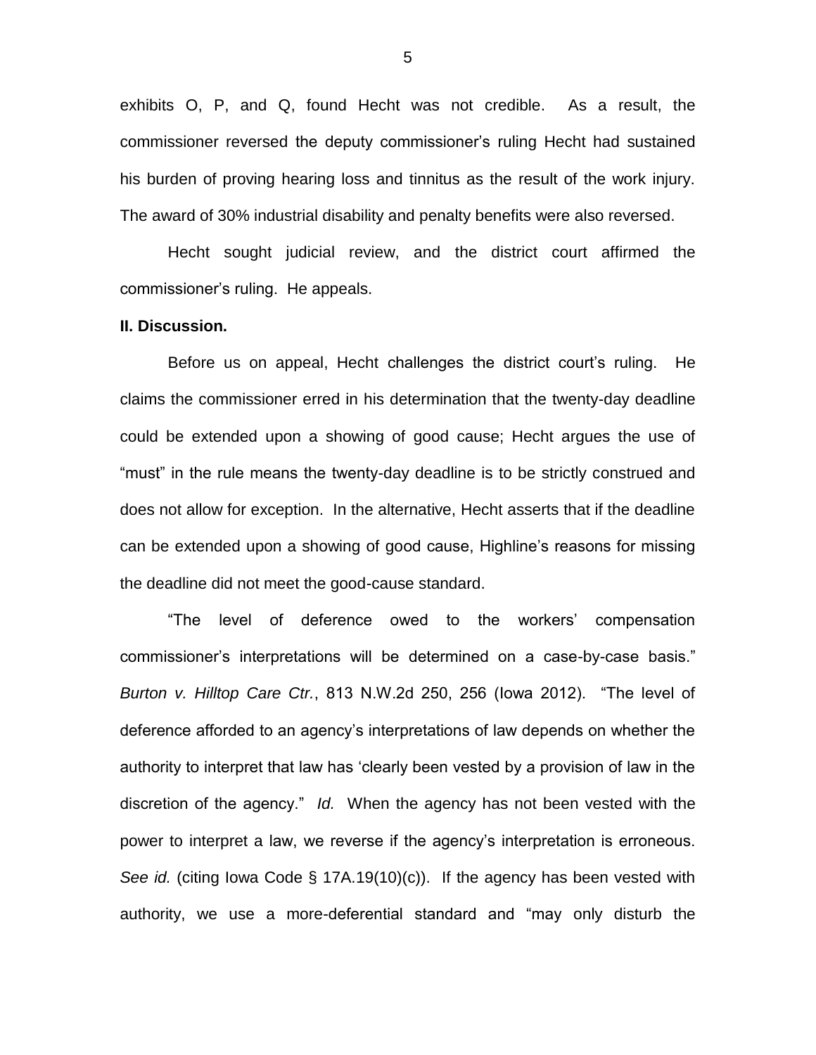exhibits O, P, and Q, found Hecht was not credible. As a result, the commissioner reversed the deputy commissioner's ruling Hecht had sustained his burden of proving hearing loss and tinnitus as the result of the work injury. The award of 30% industrial disability and penalty benefits were also reversed.

Hecht sought judicial review, and the district court affirmed the commissioner's ruling. He appeals.

**II. Discussion.**

Before us on appeal, Hecht challenges the district court's ruling. He claims the commissioner erred in his determination that the twenty-day deadline could be extended upon a showing of good cause; Hecht argues the use of "must" in the rule means the twenty-day deadline is to be strictly construed and does not allow for exception. In the alternative, Hecht asserts that if the deadline can be extended upon a showing of good cause, Highline's reasons for missing the deadline did not meet the good-cause standard.

"The level of deference owed to the workers' compensation commissioner's interpretations will be determined on a case-by-case basis." *Burton v. Hilltop Care Ctr.*, 813 N.W.2d 250, 256 (Iowa 2012). "The level of deference afforded to an agency's interpretations of law depends on whether the authority to interpret that law has 'clearly been vested by a provision of law in the discretion of the agency." *Id.* When the agency has not been vested with the power to interpret a law, we reverse if the agency's interpretation is erroneous. *See id.* (citing Iowa Code § 17A.19(10)(c)). If the agency has been vested with authority, we use a more-deferential standard and "may only disturb the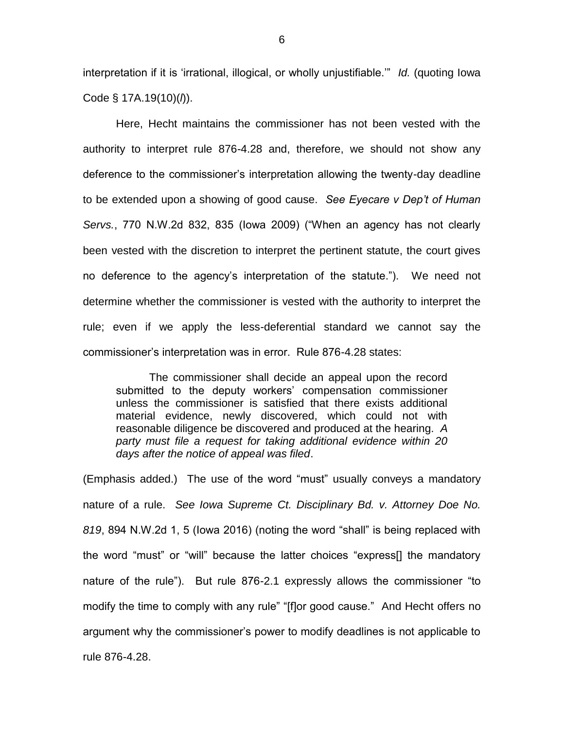interpretation if it is 'irrational, illogical, or wholly unjustifiable.'" *Id.* (quoting Iowa Code § 17A.19(10)(*l*)).

Here, Hecht maintains the commissioner has not been vested with the authority to interpret rule 876-4.28 and, therefore, we should not show any deference to the commissioner's interpretation allowing the twenty-day deadline to be extended upon a showing of good cause. *See Eyecare v Dep't of Human Servs.*, 770 N.W.2d 832, 835 (Iowa 2009) ("When an agency has not clearly been vested with the discretion to interpret the pertinent statute, the court gives no deference to the agency's interpretation of the statute."). We need not determine whether the commissioner is vested with the authority to interpret the rule; even if we apply the less-deferential standard we cannot say the commissioner's interpretation was in error. Rule 876-4.28 states:

> The commissioner shall decide an appeal upon the record submitted to the deputy workers' compensation commissioner unless the commissioner is satisfied that there exists additional material evidence, newly discovered, which could not with reasonable diligence be discovered and produced at the hearing. *A party must file a request for taking additional evidence within 20 days after the notice of appeal was filed*.

(Emphasis added.) The use of the word "must" usually conveys a mandatory nature of a rule. *See Iowa Supreme Ct. Disciplinary Bd. v. Attorney Doe No. 819*, 894 N.W.2d 1, 5 (Iowa 2016) (noting the word "shall" is being replaced with the word "must" or "will" because the latter choices "express[] the mandatory nature of the rule"). But rule 876-2.1 expressly allows the commissioner "to modify the time to comply with any rule" "[f]or good cause." And Hecht offers no argument why the commissioner's power to modify deadlines is not applicable to rule 876-4.28.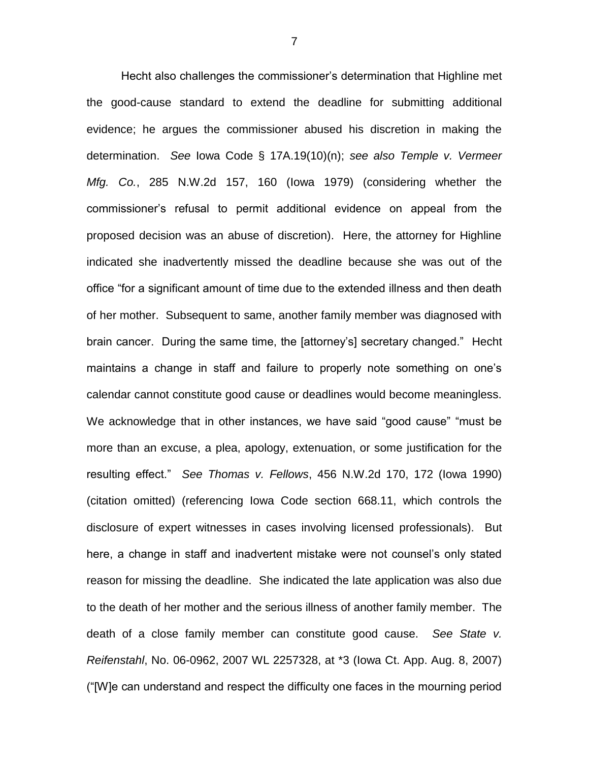Hecht also challenges the commissioner's determination that Highline met the good-cause standard to extend the deadline for submitting additional evidence; he argues the commissioner abused his discretion in making the determination. *See* Iowa Code § 17A.19(10)(n); *see also Temple v. Vermeer Mfg. Co.*, 285 N.W.2d 157, 160 (Iowa 1979) (considering whether the commissioner's refusal to permit additional evidence on appeal from the proposed decision was an abuse of discretion). Here, the attorney for Highline indicated she inadvertently missed the deadline because she was out of the office "for a significant amount of time due to the extended illness and then death of her mother. Subsequent to same, another family member was diagnosed with brain cancer. During the same time, the [attorney's] secretary changed." Hecht maintains a change in staff and failure to properly note something on one's calendar cannot constitute good cause or deadlines would become meaningless. We acknowledge that in other instances, we have said "good cause" "must be more than an excuse, a plea, apology, extenuation, or some justification for the resulting effect." *See Thomas v. Fellows*, 456 N.W.2d 170, 172 (Iowa 1990) (citation omitted) (referencing Iowa Code section 668.11, which controls the disclosure of expert witnesses in cases involving licensed professionals). But here, a change in staff and inadvertent mistake were not counsel's only stated reason for missing the deadline. She indicated the late application was also due to the death of her mother and the serious illness of another family member. The death of a close family member can constitute good cause. *See State v. Reifenstahl*, No. 06-0962, 2007 WL 2257328, at *3 (Iowa Ct. App. Aug. 8, 2007) ("[W]e can understand and respect the difficulty one faces in the mourning period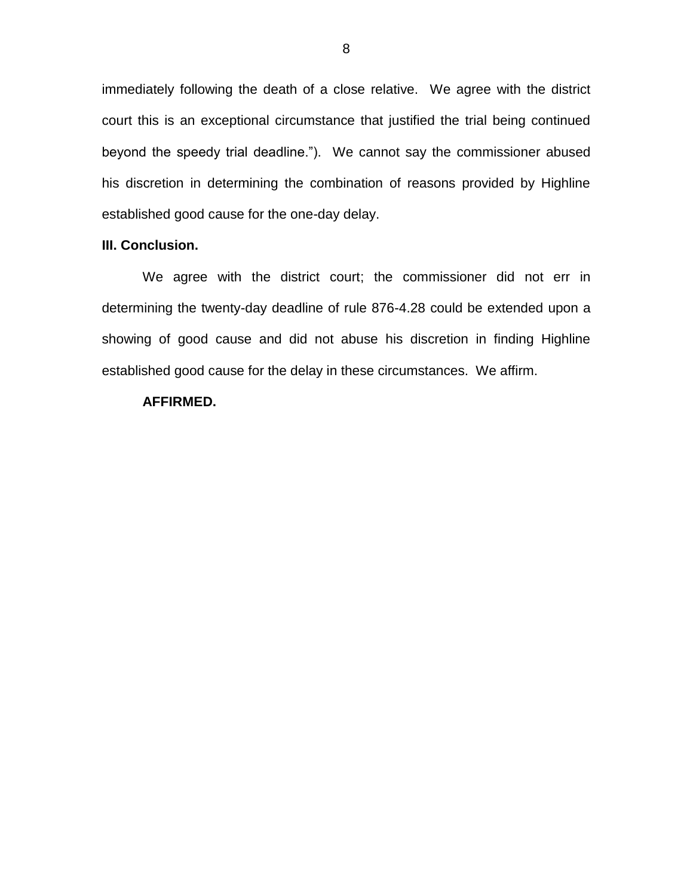immediately following the death of a close relative. We agree with the district court this is an exceptional circumstance that justified the trial being continued beyond the speedy trial deadline."). We cannot say the commissioner abused his discretion in determining the combination of reasons provided by Highline established good cause for the one-day delay.

**III. Conclusion.**

We agree with the district court; the commissioner did not err in determining the twenty-day deadline of rule 876-4.28 could be extended upon a showing of good cause and did not abuse his discretion in finding Highline established good cause for the delay in these circumstances. We affirm.

**AFFIRMED.**